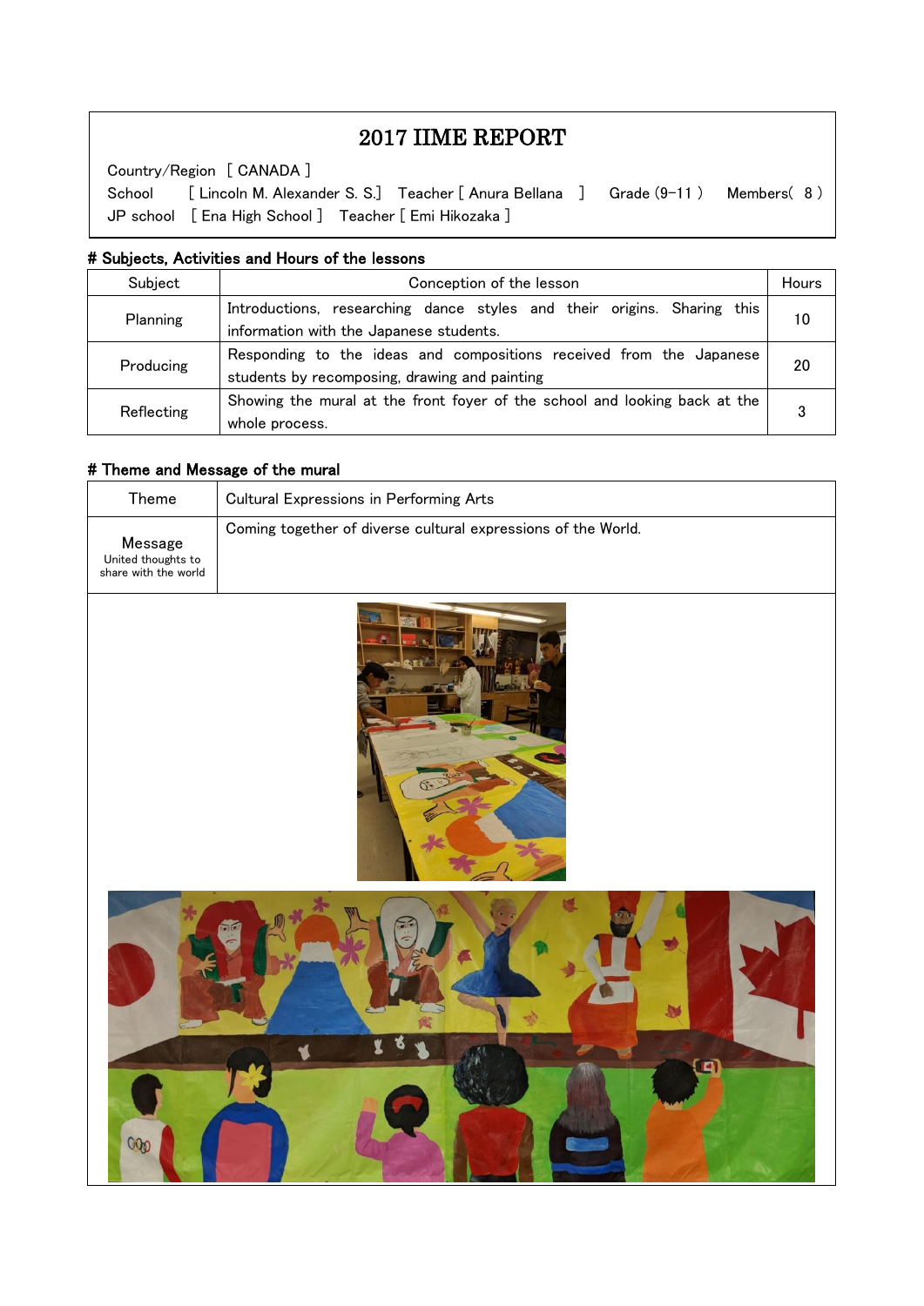# 2017 IIME REPORT

Country/Region [ CANADA ]

School [ Lincoln M. Alexander S. S.] Teacher [ Anura Bellana ] Grade (9-11 ) Members( 8 )

JP school [ Ena High School ] Teacher [ Emi Hikozaka ]

## # Subjects, Activities and Hours of the lessons

| Subject | Conception of the lesson | Hours |
|---|---|---|
| Planning | Introductions, researching dance styles and their origins. Sharing this information with the Japanese students. | 10 |
| Producing | Responding to the ideas and compositions received from the Japanese students by recomposing, drawing and painting | 20 |
| Reflecting | Showing the mural at the front foyer of the school and looking back at the whole process. | 3 |

## # Theme and Message of the mural

| Theme | Cultural Expressions in Performing Arts |
|---|---|
| Message<br>United thoughts to share with the world | Coming together of diverse cultural expressions of the World. |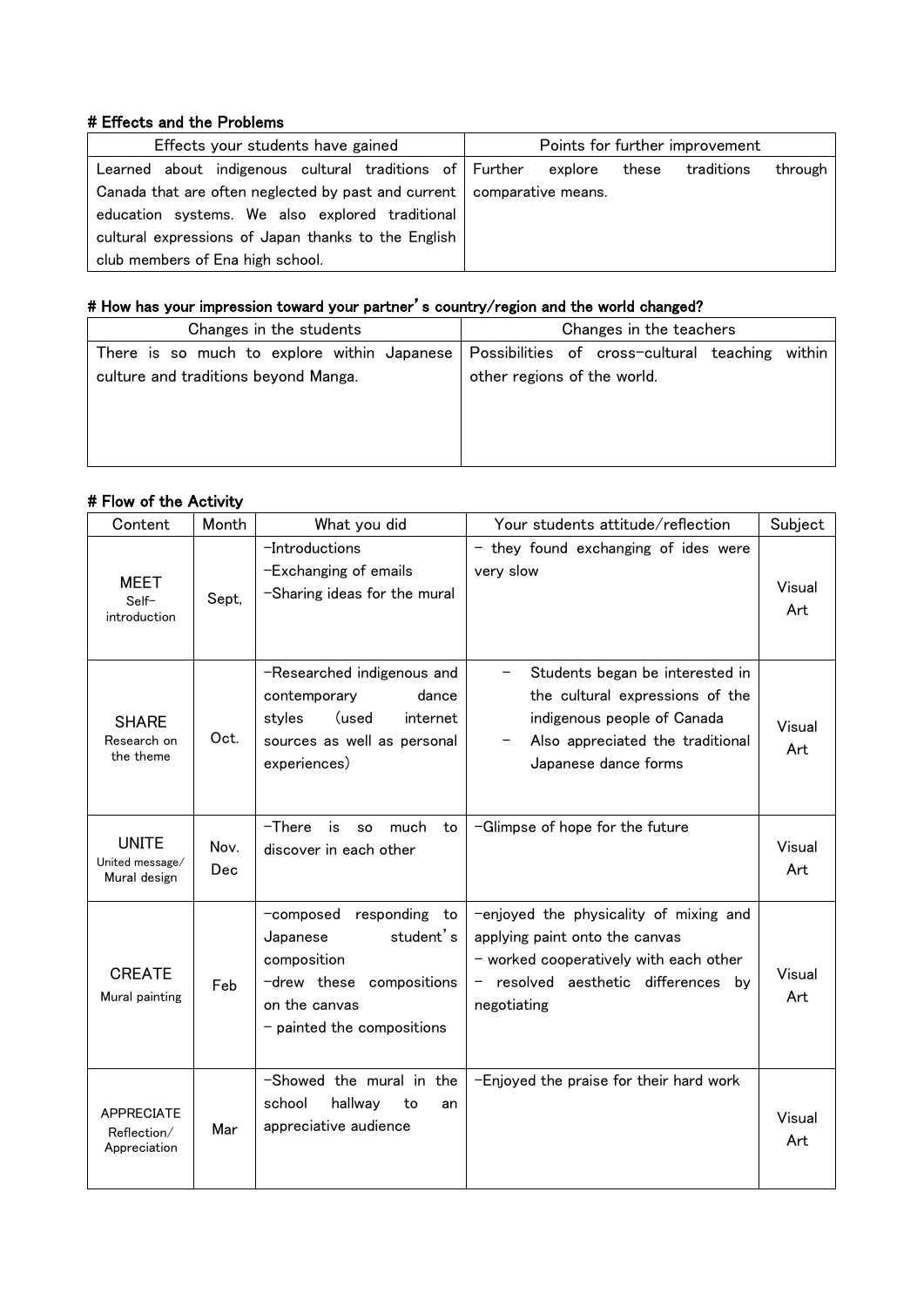# Effects and the Problems

| Effects your students have gained | Points for further improvement |
|---|---|
| Learned about indigenous cultural traditions of Canada that are often neglected by past and current education systems. We also explored traditional cultural expressions of Japan thanks to the English club members of Ena high school. | Further explore these traditions through comparative means. |

# How has your impression toward your partner's country/region and the world changed?

| Changes in the students | Changes in the teachers |
|---|---|
| There is so much to explore within Japanese culture and traditions beyond Manga. | Possibilities of cross-cultural teaching within other regions of the world. |

# Flow of the Activity

| Content | Month | What you did | Your students attitude/reflection | Subject |
|---|---|---|---|---|
| MEET<br>Self-introduction | Sept, | -Introductions<br>-Exchanging of emails<br>-Sharing ideas for the mural | - they found exchanging of ides were very slow | Visual Art |
| SHARE<br>Research on the theme | Oct. | -Researched indigenous and contemporary dance styles (used internet sources as well as personal experiences) | - Students began be interested in the cultural expressions of the indigenous people of Canada<br>- Also appreciated the traditional Japanese dance forms | Visual Art |
| UNITE<br>United message/ Mural design | Nov. Dec | -There is so much to discover in each other | -Glimpse of hope for the future | Visual Art |
| CREATE<br>Mural painting | Feb | -composed responding to Japanese student's composition<br>-drew these compositions on the canvas<br>- painted the compositions | -enjoyed the physicality of mixing and applying paint onto the canvas<br>- worked cooperatively with each other<br>- resolved aesthetic differences by negotiating | Visual Art |
| APPRECIATE<br>Reflection/ Appreciation | Mar | -Showed the mural in the school hallway to an appreciative audience | -Enjoyed the praise for their hard work | Visual Art |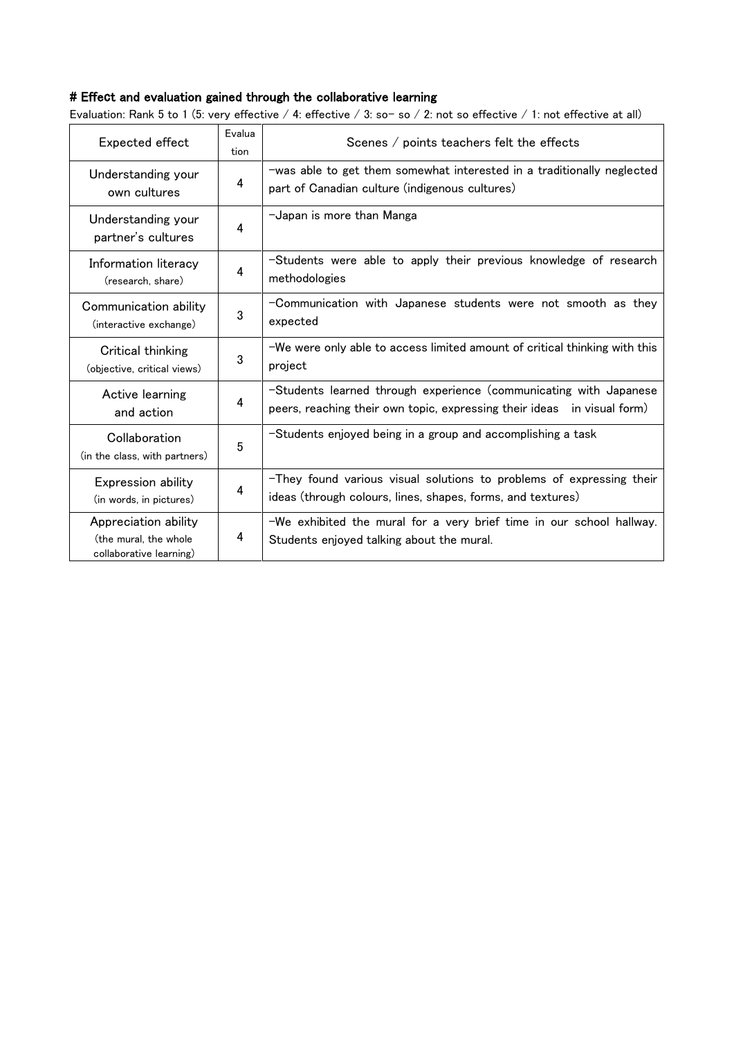# Effect and evaluation gained through the collaborative learning

Evaluation: Rank 5 to 1 (5: very effective / 4: effective / 3: so- so / 2: not so effective / 1: not effective at all)

| Expected effect | Evaluation | Scenes / points teachers felt the effects |
|---|---|---|
| Understanding your own cultures | 4 | -was able to get them somewhat interested in a traditionally neglected part of Canadian culture (indigenous cultures) |
| Understanding your partner's cultures | 4 | -Japan is more than Manga |
| Information literacy (research, share) | 4 | -Students were able to apply their previous knowledge of research methodologies |
| Communication ability (interactive exchange) | 3 | -Communication with Japanese students were not smooth as they expected |
| Critical thinking (objective, critical views) | 3 | -We were only able to access limited amount of critical thinking with this project |
| Active learning and action | 4 | -Students learned through experience (communicating with Japanese peers, reaching their own topic, expressing their ideas in visual form) |
| Collaboration (in the class, with partners) | 5 | -Students enjoyed being in a group and accomplishing a task |
| Expression ability (in words, in pictures) | 4 | -They found various visual solutions to problems of expressing their ideas (through colours, lines, shapes, forms, and textures) |
| Appreciation ability (the mural, the whole collaborative learning) | 4 | -We exhibited the mural for a very brief time in our school hallway. Students enjoyed talking about the mural. |